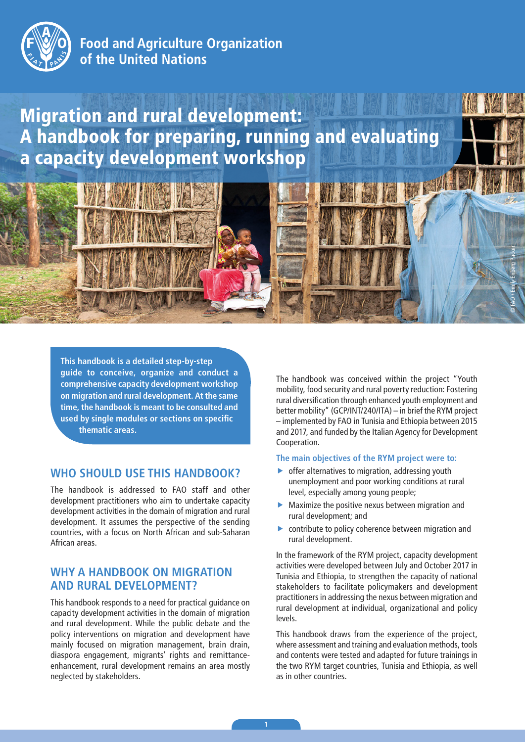Food and Agriculture Organization of the United Nations

# Migration and rural development: A handbook for preparing, running and evaluating a capacity development workshop

© FAO \ Emily Enberg Packer

**This handbook is a detailed step-by-step guide to conceive, organize and conduct a comprehensive capacity development workshop on migration and rural development. At the same time, the handbook is meant to be consulted and used by single modules or sections on specific thematic areas.**

## WHO SHOULD USE THIS HANDBOOK?

The handbook is addressed to FAO staff and other development practitioners who aim to undertake capacity development activities in the domain of migration and rural development. It assumes the perspective of the sending countries, with a focus on North African and sub-Saharan African areas.

## WHY A HANDBOOK ON MIGRATION AND RURAL DEVELOPMENT?

This handbook responds to a need for practical guidance on capacity development activities in the domain of migration and rural development. While the public debate and the policy interventions on migration and development have mainly focused on migration management, brain drain, diaspora engagement, migrants' rights and remittance-enhancement, rural development remains an area mostly neglected by stakeholders.

The handbook was conceived within the project "Youth mobility, food security and rural poverty reduction: Fostering rural diversification through enhanced youth employment and better mobility" (GCP/INT/240/ITA) – in brief the RYM project – implemented by FAO in Tunisia and Ethiopia between 2015 and 2017, and funded by the Italian Agency for Development Cooperation.

**The main objectives of the RYM project were to:**

- offer alternatives to migration, addressing youth unemployment and poor working conditions at rural level, especially among young people;
- Maximize the positive nexus between migration and rural development; and
- contribute to policy coherence between migration and rural development.

In the framework of the RYM project, capacity development activities were developed between July and October 2017 in Tunisia and Ethiopia, to strengthen the capacity of national stakeholders to facilitate policymakers and development practitioners in addressing the nexus between migration and rural development at individual, organizational and policy levels.

This handbook draws from the experience of the project, where assessment and training and evaluation methods, tools and contents were tested and adapted for future trainings in the two RYM target countries, Tunisia and Ethiopia, as well as in other countries.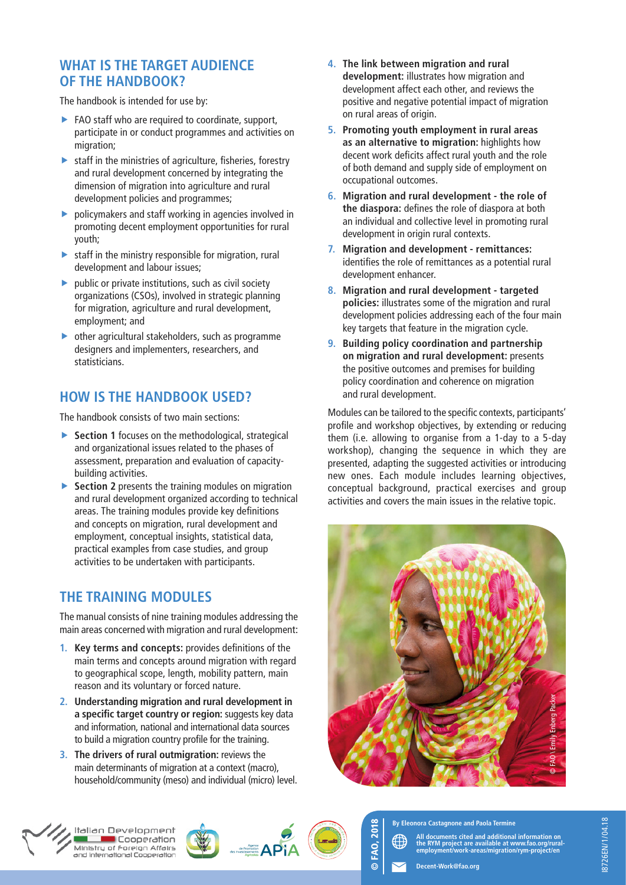## WHAT IS THE TARGET AUDIENCE OF THE HANDBOOK?

The handbook is intended for use by:

- FAO staff who are required to coordinate, support, participate in or conduct programmes and activities on migration;
- staff in the ministries of agriculture, fisheries, forestry and rural development concerned by integrating the dimension of migration into agriculture and rural development policies and programmes;
- policymakers and staff working in agencies involved in promoting decent employment opportunities for rural youth;
- staff in the ministry responsible for migration, rural development and labour issues;
- public or private institutions, such as civil society organizations (CSOs), involved in strategic planning for migration, agriculture and rural development, employment; and
- other agricultural stakeholders, such as programme designers and implementers, researchers, and statisticians.

## HOW IS THE HANDBOOK USED?

The handbook consists of two main sections:

- **Section 1** focuses on the methodological, strategical and organizational issues related to the phases of assessment, preparation and evaluation of capacity-building activities.
- **Section 2** presents the training modules on migration and rural development organized according to technical areas. The training modules provide key definitions and concepts on migration, rural development and employment, conceptual insights, statistical data, practical examples from case studies, and group activities to be undertaken with participants.

## THE TRAINING MODULES

The manual consists of nine training modules addressing the main areas concerned with migration and rural development:

1. **Key terms and concepts:** provides definitions of the main terms and concepts around migration with regard to geographical scope, length, mobility pattern, main reason and its voluntary or forced nature.
2. **Understanding migration and rural development in a specific target country or region:** suggests key data and information, national and international data sources to build a migration country profile for the training.
3. **The drivers of rural outmigration:** reviews the main determinants of migration at a context (macro), household/community (meso) and individual (micro) level.
4. **The link between migration and rural development:** illustrates how migration and development affect each other, and reviews the positive and negative potential impact of migration on rural areas of origin.
5. **Promoting youth employment in rural areas as an alternative to migration:** highlights how decent work deficits affect rural youth and the role of both demand and supply side of employment on occupational outcomes.
6. **Migration and rural development - the role of the diaspora:** defines the role of diaspora at both an individual and collective level in promoting rural development in origin rural contexts.
7. **Migration and development - remittances:** identifies the role of remittances as a potential rural development enhancer.
8. **Migration and rural development - targeted policies:** illustrates some of the migration and rural development policies addressing each of the four main key targets that feature in the migration cycle.
9. **Building policy coordination and partnership on migration and rural development:** presents the positive outcomes and premises for building policy coordination and coherence on migration and rural development.

Modules can be tailored to the specific contexts, participants' profile and workshop objectives, by extending or reducing them (i.e. allowing to organise from a 1-day to a 5-day workshop), changing the sequence in which they are presented, adapting the suggested activities or introducing new ones. Each module includes learning objectives, conceptual background, practical exercises and group activities and covers the main issues in the relative topic.

© FAO / Emily Enberg Packer

Italian Development Cooperation
Ministry of Foreign Affairs and International Cooperation

Agence de Promotion des Investissements Agricoles APiA

© FAO, 2018

By Eleonora Castagnone and Paola Termine

All documents cited and additional information on the RYM project are available at www.fao.org/rural-employment/work-areas/migration/rym-project/en

Decent-Work@fao.org

I8726EN/1/04.18